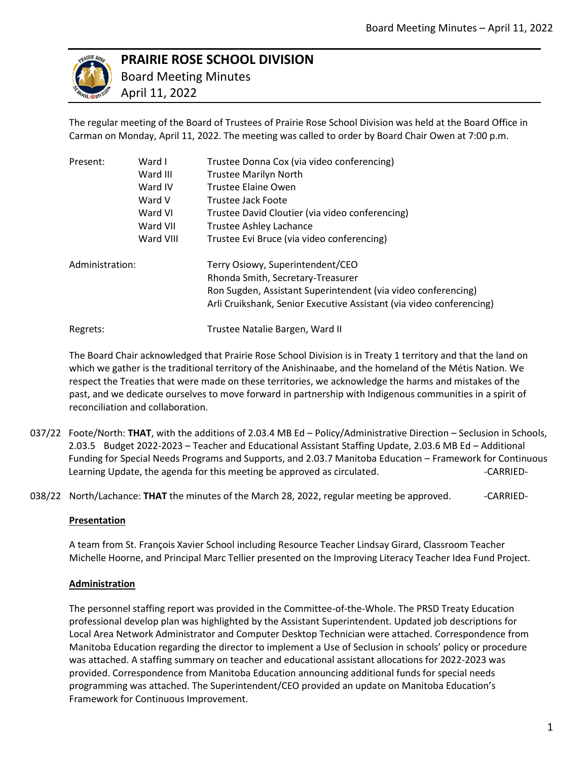# PRAIRIE ROSE SCHOOL DIVISION

Board Meeting Minutes
April 11, 2022

The regular meeting of the Board of Trustees of Prairie Rose School Division was held at the Board Office in Carman on Monday, April 11, 2022. The meeting was called to order by Board Chair Owen at 7:00 p.m.

| | | |
|---|---|---|
| Present: | Ward I | Trustee Donna Cox (via video conferencing) |
| | Ward III | Trustee Marilyn North |
| | Ward IV | Trustee Elaine Owen |
| | Ward V | Trustee Jack Foote |
| | Ward VI | Trustee David Cloutier (via video conferencing) |
| | Ward VII | Trustee Ashley Lachance |
| | Ward VIII | Trustee Evi Bruce (via video conferencing) |
| Administration: | | Terry Osiowy, Superintendent/CEO |
| | | Rhonda Smith, Secretary-Treasurer |
| | | Ron Sugden, Assistant Superintendent (via video conferencing) |
| | | Arli Cruikshank, Senior Executive Assistant (via video conferencing) |
| Regrets: | | Trustee Natalie Bargen, Ward II |

The Board Chair acknowledged that Prairie Rose School Division is in Treaty 1 territory and that the land on which we gather is the traditional territory of the Anishinaabe, and the homeland of the Métis Nation. We respect the Treaties that were made on these territories, we acknowledge the harms and mistakes of the past, and we dedicate ourselves to move forward in partnership with Indigenous communities in a spirit of reconciliation and collaboration.

037/22 Foote/North: **THAT**, with the additions of 2.03.4 MB Ed – Policy/Administrative Direction – Seclusion in Schools, 2.03.5 Budget 2022-2023 – Teacher and Educational Assistant Staffing Update, 2.03.6 MB Ed – Additional Funding for Special Needs Programs and Supports, and 2.03.7 Manitoba Education – Framework for Continuous Learning Update, the agenda for this meeting be approved as circulated. -CARRIED-

038/22 North/Lachance: **THAT** the minutes of the March 28, 2022, regular meeting be approved. -CARRIED-

**Presentation**

A team from St. François Xavier School including Resource Teacher Lindsay Girard, Classroom Teacher Michelle Hoorne, and Principal Marc Tellier presented on the Improving Literacy Teacher Idea Fund Project.

**Administration**

The personnel staffing report was provided in the Committee-of-the-Whole. The PRSD Treaty Education professional develop plan was highlighted by the Assistant Superintendent. Updated job descriptions for Local Area Network Administrator and Computer Desktop Technician were attached. Correspondence from Manitoba Education regarding the director to implement a Use of Seclusion in schools' policy or procedure was attached. A staffing summary on teacher and educational assistant allocations for 2022-2023 was provided. Correspondence from Manitoba Education announcing additional funds for special needs programming was attached. The Superintendent/CEO provided an update on Manitoba Education's Framework for Continuous Improvement.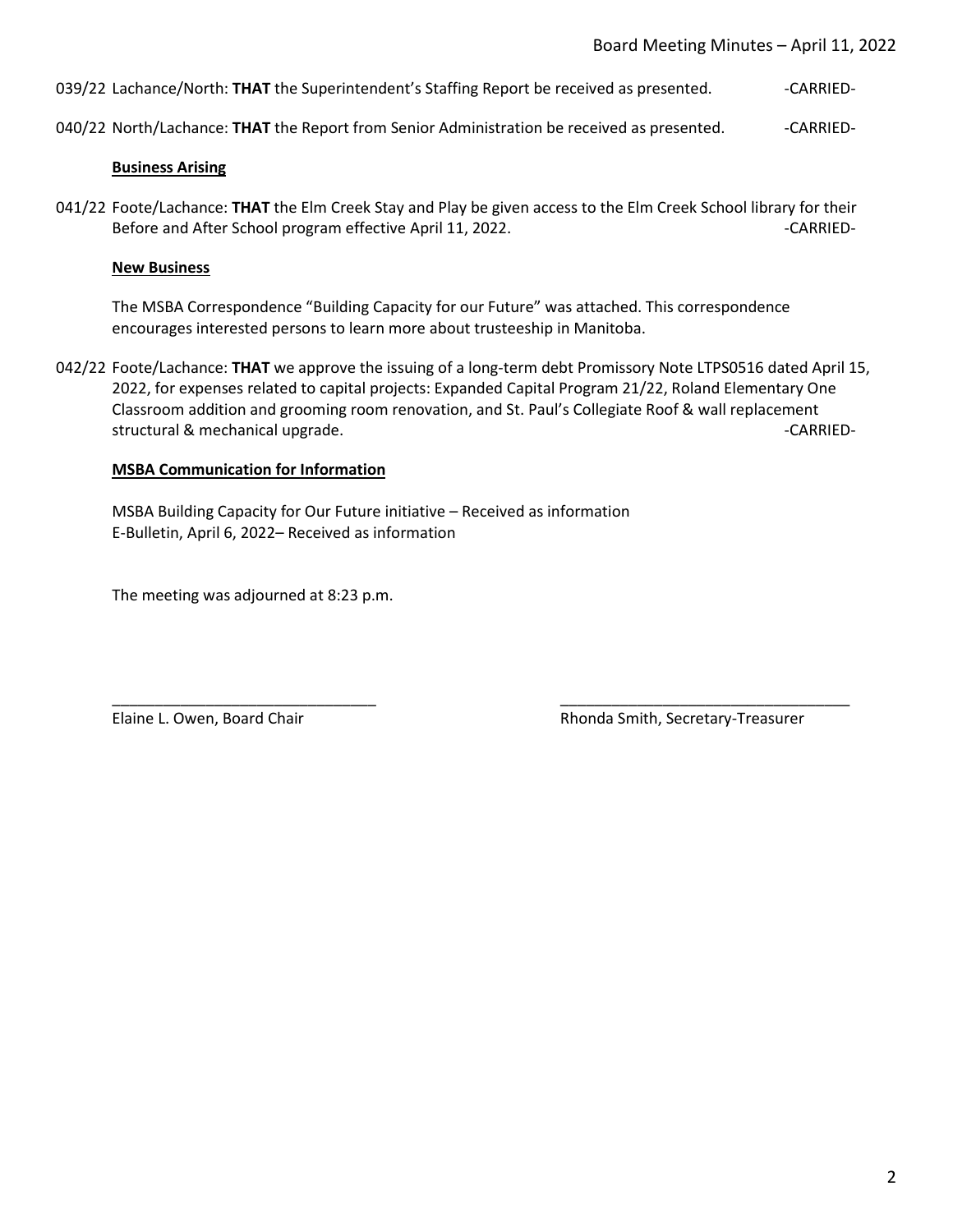039/22 Lachance/North: **THAT** the Superintendent's Staffing Report be received as presented. -CARRIED-

040/22 North/Lachance: **THAT** the Report from Senior Administration be received as presented. -CARRIED-

**Business Arising**

041/22 Foote/Lachance: **THAT** the Elm Creek Stay and Play be given access to the Elm Creek School library for their Before and After School program effective April 11, 2022. -CARRIED-

**New Business**

The MSBA Correspondence "Building Capacity for our Future" was attached. This correspondence encourages interested persons to learn more about trusteeship in Manitoba.

042/22 Foote/Lachance: **THAT** we approve the issuing of a long-term debt Promissory Note LTPS0516 dated April 15, 2022, for expenses related to capital projects: Expanded Capital Program 21/22, Roland Elementary One Classroom addition and grooming room renovation, and St. Paul's Collegiate Roof & wall replacement structural & mechanical upgrade. -CARRIED-

**MSBA Communication for Information**

MSBA Building Capacity for Our Future initiative – Received as information
E-Bulletin, April 6, 2022– Received as information

The meeting was adjourned at 8:23 p.m.

_______________________________
Elaine L. Owen, Board Chair

_______________________________
Rhonda Smith, Secretary-Treasurer